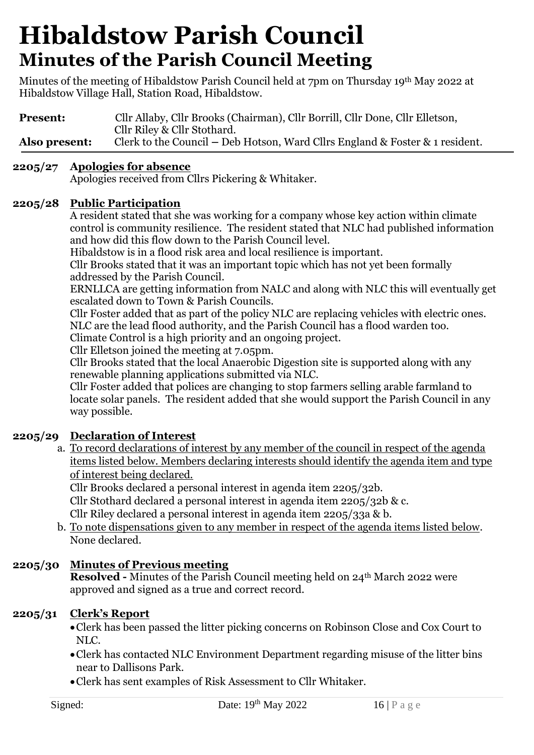# Hibaldstow Parish Council

## Minutes of the Parish Council Meeting

Minutes of the meeting of Hibaldstow Parish Council held at 7pm on Thursday 19th May 2022 at Hibaldstow Village Hall, Station Road, Hibaldstow.

**Present:** Cllr Allaby, Cllr Brooks (Chairman), Cllr Borrill, Cllr Done, Cllr Elletson, Cllr Riley & Cllr Stothard.

**Also present:** Clerk to the Council – Deb Hotson, Ward Cllrs England & Foster & 1 resident.

---

**2205/27 Apologies for absence**

Apologies received from Cllrs Pickering & Whitaker.

**2205/28 Public Participation**

A resident stated that she was working for a company whose key action within climate control is community resilience. The resident stated that NLC had published information and how did this flow down to the Parish Council level.

Hibaldstow is in a flood risk area and local resilience is important.

Cllr Brooks stated that it was an important topic which has not yet been formally addressed by the Parish Council.

ERNLLCA are getting information from NALC and along with NLC this will eventually get escalated down to Town & Parish Councils.

Cllr Foster added that as part of the policy NLC are replacing vehicles with electric ones. NLC are the lead flood authority, and the Parish Council has a flood warden too.

Climate Control is a high priority and an ongoing project.

Cllr Elletson joined the meeting at 7.05pm.

Cllr Brooks stated that the local Anaerobic Digestion site is supported along with any renewable planning applications submitted via NLC.

Cllr Foster added that polices are changing to stop farmers selling arable farmland to locate solar panels. The resident added that she would support the Parish Council in any way possible.

**2205/29 Declaration of Interest**

a. To record declarations of interest by any member of the council in respect of the agenda items listed below. Members declaring interests should identify the agenda item and type of interest being declared.

Cllr Brooks declared a personal interest in agenda item 2205/32b.

Cllr Stothard declared a personal interest in agenda item 2205/32b & c.

Cllr Riley declared a personal interest in agenda item 2205/33a & b.

b. To note dispensations given to any member in respect of the agenda items listed below. None declared.

**2205/30 Minutes of Previous meeting**

**Resolved -** Minutes of the Parish Council meeting held on 24th March 2022 were approved and signed as a true and correct record.

**2205/31 Clerk's Report**

- Clerk has been passed the litter picking concerns on Robinson Close and Cox Court to NLC.
- Clerk has contacted NLC Environment Department regarding misuse of the litter bins near to Dallisons Park.
- Clerk has sent examples of Risk Assessment to Cllr Whitaker.

Signed: Date: 19th May 2022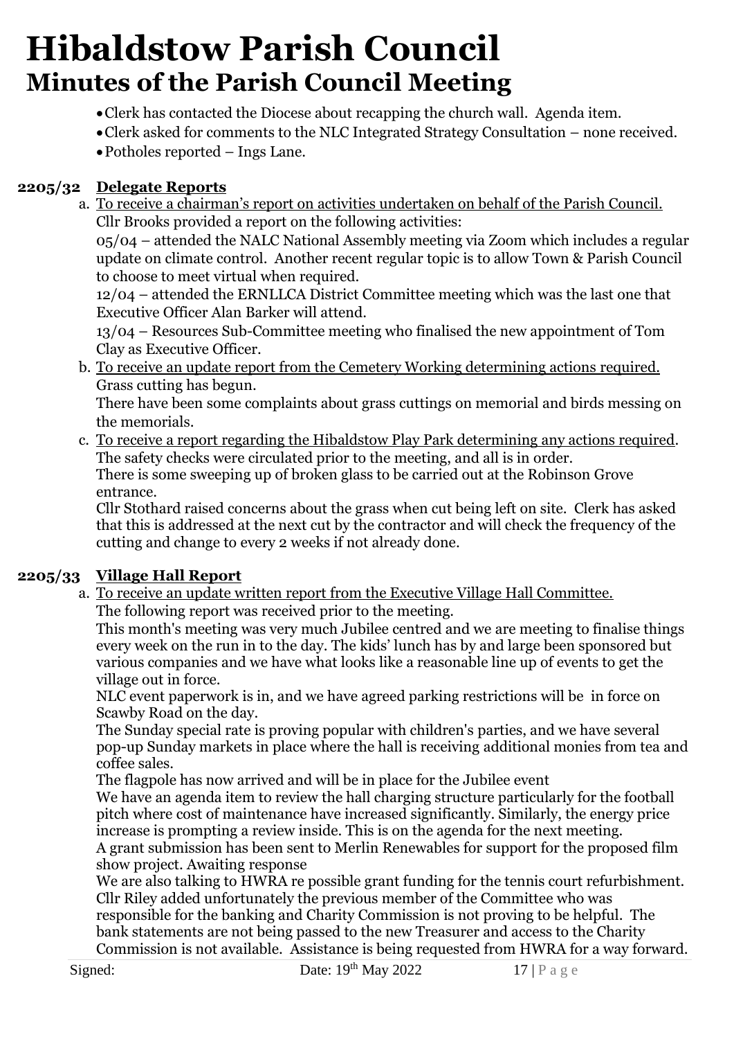# Hibaldstow Parish Council
## Minutes of the Parish Council Meeting

- Clerk has contacted the Diocese about recapping the church wall. Agenda item.
- Clerk asked for comments to the NLC Integrated Strategy Consultation – none received.
- Potholes reported – Ings Lane.

### 2205/32 Delegate Reports

a. To receive a chairman's report on activities undertaken on behalf of the Parish Council.
Cllr Brooks provided a report on the following activities:
05/04 – attended the NALC National Assembly meeting via Zoom which includes a regular update on climate control. Another recent regular topic is to allow Town & Parish Council to choose to meet virtual when required.
12/04 – attended the ERNLLCA District Committee meeting which was the last one that Executive Officer Alan Barker will attend.
13/04 – Resources Sub-Committee meeting who finalised the new appointment of Tom Clay as Executive Officer.

b. To receive an update report from the Cemetery Working determining actions required.
Grass cutting has begun.
There have been some complaints about grass cuttings on memorial and birds messing on the memorials.

c. To receive a report regarding the Hibaldstow Play Park determining any actions required.
The safety checks were circulated prior to the meeting, and all is in order.
There is some sweeping up of broken glass to be carried out at the Robinson Grove entrance.
Cllr Stothard raised concerns about the grass when cut being left on site. Clerk has asked that this is addressed at the next cut by the contractor and will check the frequency of the cutting and change to every 2 weeks if not already done.

### 2205/33 Village Hall Report

a. To receive an update written report from the Executive Village Hall Committee.
The following report was received prior to the meeting.
This month's meeting was very much Jubilee centred and we are meeting to finalise things every week on the run in to the day. The kids' lunch has by and large been sponsored but various companies and we have what looks like a reasonable line up of events to get the village out in force.
NLC event paperwork is in, and we have agreed parking restrictions will be in force on Scawby Road on the day.
The Sunday special rate is proving popular with children's parties, and we have several pop-up Sunday markets in place where the hall is receiving additional monies from tea and coffee sales.
The flagpole has now arrived and will be in place for the Jubilee event
We have an agenda item to review the hall charging structure particularly for the football pitch where cost of maintenance have increased significantly. Similarly, the energy price increase is prompting a review inside. This is on the agenda for the next meeting.
A grant submission has been sent to Merlin Renewables for support for the proposed film show project. Awaiting response
We are also talking to HWRA re possible grant funding for the tennis court refurbishment.
Cllr Riley added unfortunately the previous member of the Committee who was responsible for the banking and Charity Commission is not proving to be helpful. The bank statements are not being passed to the new Treasurer and access to the Charity Commission is not available. Assistance is being requested from HWRA for a way forward.

Signed: Date: 19th May 2022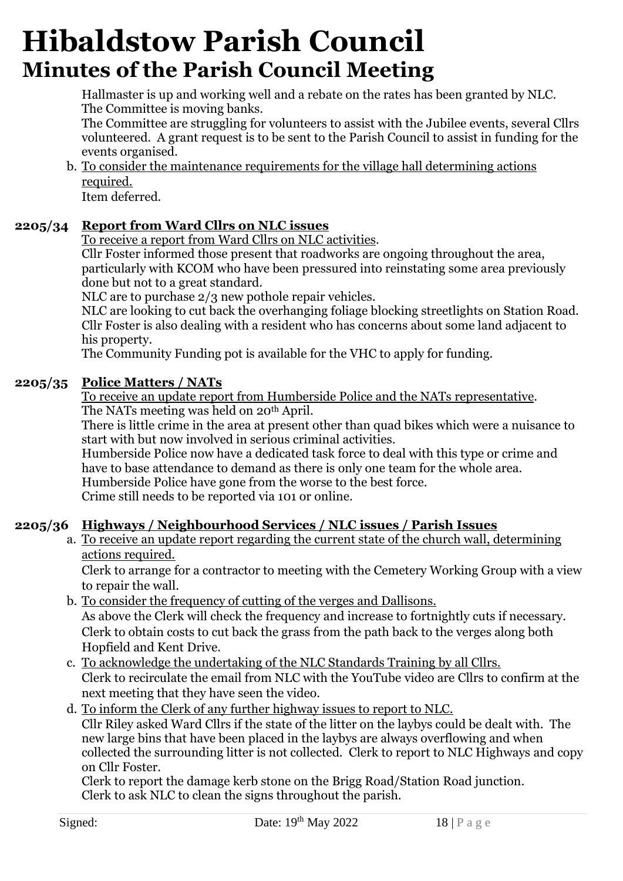# Hibaldstow Parish Council

## Minutes of the Parish Council Meeting

Hallmaster is up and working well and a rebate on the rates has been granted by NLC. The Committee is moving banks.

The Committee are struggling for volunteers to assist with the Jubilee events, several Cllrs volunteered. A grant request is to be sent to the Parish Council to assist in funding for the events organised.

b. To consider the maintenance requirements for the village hall determining actions required.
   Item deferred.

**2205/34 Report from Ward Cllrs on NLC issues**

To receive a report from Ward Cllrs on NLC activities.

Cllr Foster informed those present that roadworks are ongoing throughout the area, particularly with KCOM who have been pressured into reinstating some area previously done but not to a great standard.

NLC are to purchase 2/3 new pothole repair vehicles.

NLC are looking to cut back the overhanging foliage blocking streetlights on Station Road.

Cllr Foster is also dealing with a resident who has concerns about some land adjacent to his property.

The Community Funding pot is available for the VHC to apply for funding.

**2205/35 Police Matters / NATs**

To receive an update report from Humberside Police and the NATs representative.

The NATs meeting was held on 20th April.

There is little crime in the area at present other than quad bikes which were a nuisance to start with but now involved in serious criminal activities.

Humberside Police now have a dedicated task force to deal with this type or crime and have to base attendance to demand as there is only one team for the whole area.

Humberside Police have gone from the worse to the best force.

Crime still needs to be reported via 101 or online.

**2205/36 Highways / Neighbourhood Services / NLC issues / Parish Issues**

a. To receive an update report regarding the current state of the church wall, determining actions required.
   Clerk to arrange for a contractor to meeting with the Cemetery Working Group with a view to repair the wall.

b. To consider the frequency of cutting of the verges and Dallisons.
   As above the Clerk will check the frequency and increase to fortnightly cuts if necessary. Clerk to obtain costs to cut back the grass from the path back to the verges along both Hopfield and Kent Drive.

c. To acknowledge the undertaking of the NLC Standards Training by all Cllrs.
   Clerk to recirculate the email from NLC with the YouTube video are Cllrs to confirm at the next meeting that they have seen the video.

d. To inform the Clerk of any further highway issues to report to NLC.
   Cllr Riley asked Ward Cllrs if the state of the litter on the laybys could be dealt with. The new large bins that have been placed in the laybys are always overflowing and when collected the surrounding litter is not collected. Clerk to report to NLC Highways and copy on Cllr Foster.
   Clerk to report the damage kerb stone on the Brigg Road/Station Road junction.
   Clerk to ask NLC to clean the signs throughout the parish.

Signed: Date: 19th May 2022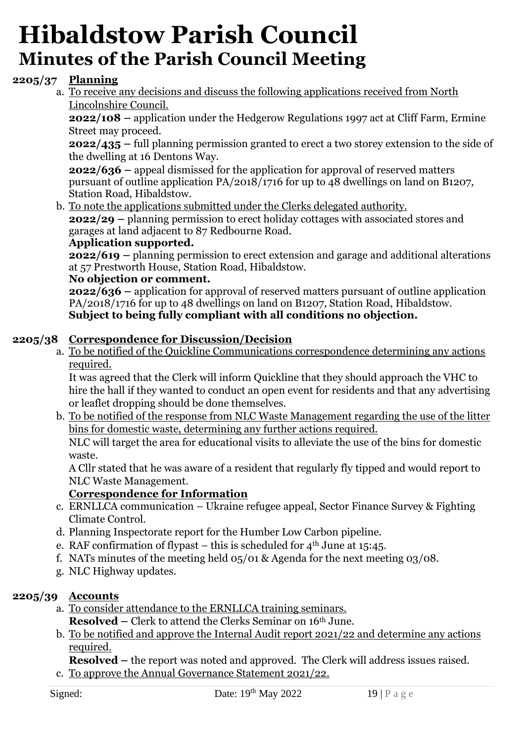# Hibaldstow Parish Council

## Minutes of the Parish Council Meeting

**2205/37 Planning**

a. To receive any decisions and discuss the following applications received from North Lincolnshire Council.

**2022/108 –** application under the Hedgerow Regulations 1997 act at Cliff Farm, Ermine Street may proceed.

**2022/435 –** full planning permission granted to erect a two storey extension to the side of the dwelling at 16 Dentons Way.

**2022/636 –** appeal dismissed for the application for approval of reserved matters pursuant of outline application PA/2018/1716 for up to 48 dwellings on land on B1207, Station Road, Hibaldstow.

b. To note the applications submitted under the Clerks delegated authority.

**2022/29 –** planning permission to erect holiday cottages with associated stores and garages at land adjacent to 87 Redbourne Road.

**Application supported.**

**2022/619 –** planning permission to erect extension and garage and additional alterations at 57 Prestworth House, Station Road, Hibaldstow.

**No objection or comment.**

**2022/636 –** application for approval of reserved matters pursuant of outline application PA/2018/1716 for up to 48 dwellings on land on B1207, Station Road, Hibaldstow.

**Subject to being fully compliant with all conditions no objection.**

**2205/38 Correspondence for Discussion/Decision**

a. To be notified of the Quickline Communications correspondence determining any actions required.

It was agreed that the Clerk will inform Quickline that they should approach the VHC to hire the hall if they wanted to conduct an open event for residents and that any advertising or leaflet dropping should be done themselves.

b. To be notified of the response from NLC Waste Management regarding the use of the litter bins for domestic waste, determining any further actions required.

NLC will target the area for educational visits to alleviate the use of the bins for domestic waste.

A Cllr stated that he was aware of a resident that regularly fly tipped and would report to NLC Waste Management.

**Correspondence for Information**

c. ERNLLCA communication – Ukraine refugee appeal, Sector Finance Survey & Fighting Climate Control.

d. Planning Inspectorate report for the Humber Low Carbon pipeline.

e. RAF confirmation of flypast – this is scheduled for 4th June at 15:45.

f. NATs minutes of the meeting held 05/01 & Agenda for the next meeting 03/08.

g. NLC Highway updates.

**2205/39 Accounts**

a. To consider attendance to the ERNLLCA training seminars.

**Resolved –** Clerk to attend the Clerks Seminar on 16th June.

b. To be notified and approve the Internal Audit report 2021/22 and determine any actions required.

**Resolved –** the report was noted and approved. The Clerk will address issues raised.

c. To approve the Annual Governance Statement 2021/22.

Signed: Date: 19th May 2022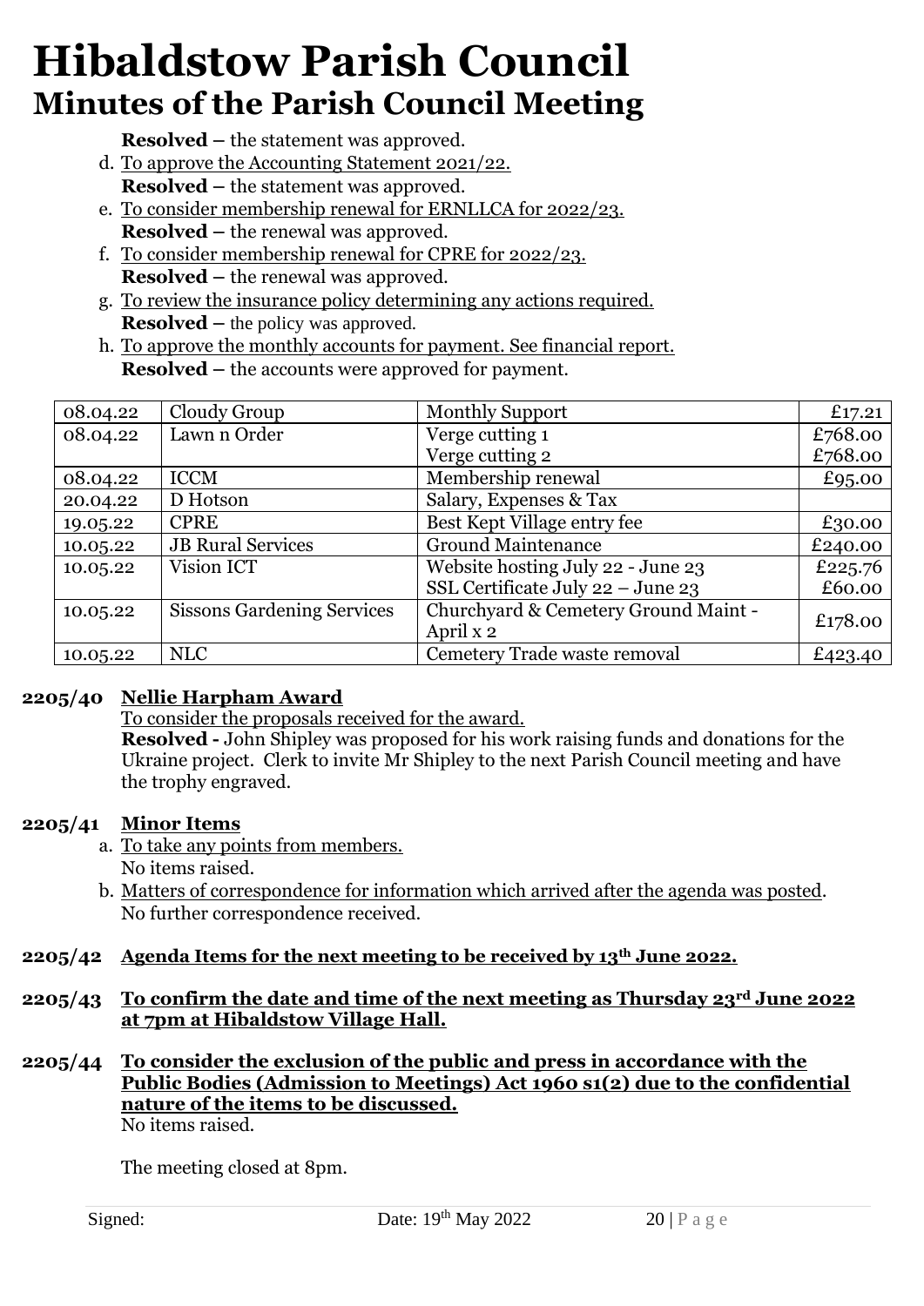# Hibaldstow Parish Council

## Minutes of the Parish Council Meeting

**Resolved –** the statement was approved.

d. To approve the Accounting Statement 2021/22.
   **Resolved –** the statement was approved.
e. To consider membership renewal for ERNLLCA for 2022/23.
   **Resolved –** the renewal was approved.
f. To consider membership renewal for CPRE for 2022/23.
   **Resolved –** the renewal was approved.
g. To review the insurance policy determining any actions required.
   **Resolved –** the policy was approved.
h. To approve the monthly accounts for payment. See financial report.
   **Resolved –** the accounts were approved for payment.

| | | | |
|---|---|---|---|
| 08.04.22 | Cloudy Group | Monthly Support | £17.21 |
| 08.04.22 | Lawn n Order | Verge cutting 1<br>Verge cutting 2 | £768.00<br>£768.00 |
| 08.04.22 | ICCM | Membership renewal | £95.00 |
| 20.04.22 | D Hotson | Salary, Expenses & Tax | |
| 19.05.22 | CPRE | Best Kept Village entry fee | £30.00 |
| 10.05.22 | JB Rural Services | Ground Maintenance | £240.00 |
| 10.05.22 | Vision ICT | Website hosting July 22 - June 23<br>SSL Certificate July 22 – June 23 | £225.76<br>£60.00 |
| 10.05.22 | Sissons Gardening Services | Churchyard & Cemetery Ground Maint - April x 2 | £178.00 |
| 10.05.22 | NLC | Cemetery Trade waste removal | £423.40 |

**2205/40 Nellie Harpham Award**

To consider the proposals received for the award.
**Resolved -** John Shipley was proposed for his work raising funds and donations for the Ukraine project. Clerk to invite Mr Shipley to the next Parish Council meeting and have the trophy engraved.

**2205/41 Minor Items**

a. To take any points from members.
   No items raised.
b. Matters of correspondence for information which arrived after the agenda was posted.
   No further correspondence received.

**2205/42 Agenda Items for the next meeting to be received by 13th June 2022.**

**2205/43 To confirm the date and time of the next meeting as Thursday 23rd June 2022 at 7pm at Hibaldstow Village Hall.**

**2205/44 To consider the exclusion of the public and press in accordance with the Public Bodies (Admission to Meetings) Act 1960 s1(2) due to the confidential nature of the items to be discussed.**
No items raised.

The meeting closed at 8pm.

Signed: Date: 19th May 2022